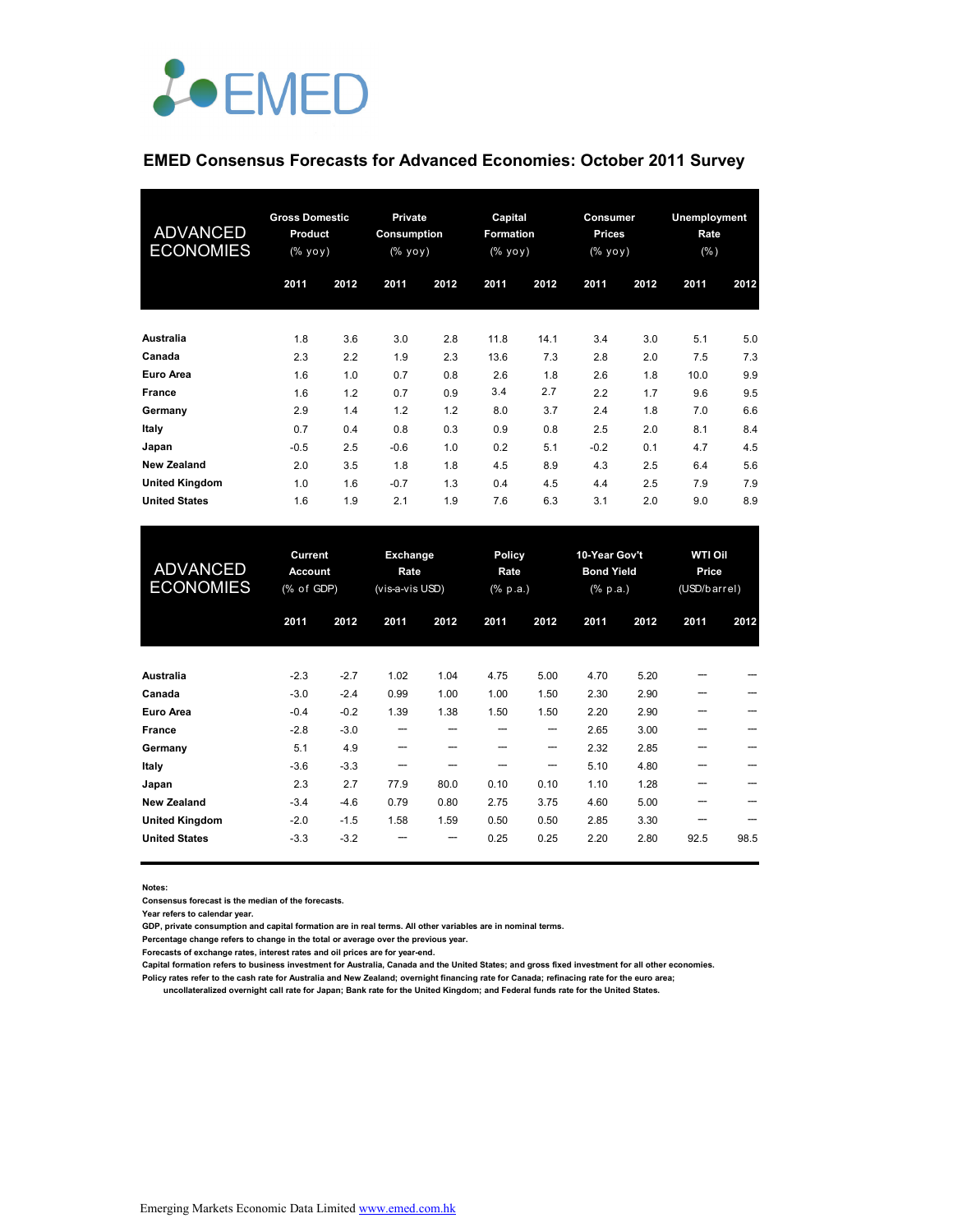# EMED

## EMED Consensus Forecasts for Advanced Economies: October 2011 Survey

| ADVANCED ECONOMIES | Gross Domestic Product (% yoy) | | Private Consumption (% yoy) | | Capital Formation (% yoy) | | Consumer Prices (% yoy) | | Unemployment Rate (%) | |
|---|---|---|---|---|---|---|---|---|---|---|
| | 2011 | 2012 | 2011 | 2012 | 2011 | 2012 | 2011 | 2012 | 2011 | 2012 |
| **Australia** | 1.8 | 3.6 | 3.0 | 2.8 | 11.8 | 14.1 | 3.4 | 3.0 | 5.1 | 5.0 |
| **Canada** | 2.3 | 2.2 | 1.9 | 2.3 | 13.6 | 7.3 | 2.8 | 2.0 | 7.5 | 7.3 |
| **Euro Area** | 1.6 | 1.0 | 0.7 | 0.8 | 2.6 | 1.8 | 2.6 | 1.8 | 10.0 | 9.9 |
| **France** | 1.6 | 1.2 | 0.7 | 0.9 | 3.4 | 2.7 | 2.2 | 1.7 | 9.6 | 9.5 |
| **Germany** | 2.9 | 1.4 | 1.2 | 1.2 | 8.0 | 3.7 | 2.4 | 1.8 | 7.0 | 6.6 |
| **Italy** | 0.7 | 0.4 | 0.8 | 0.3 | 0.9 | 0.8 | 2.5 | 2.0 | 8.1 | 8.4 |
| **Japan** | -0.5 | 2.5 | -0.6 | 1.0 | 0.2 | 5.1 | -0.2 | 0.1 | 4.7 | 4.5 |
| **New Zealand** | 2.0 | 3.5 | 1.8 | 1.8 | 4.5 | 8.9 | 4.3 | 2.5 | 6.4 | 5.6 |
| **United Kingdom** | 1.0 | 1.6 | -0.7 | 1.3 | 0.4 | 4.5 | 4.4 | 2.5 | 7.9 | 7.9 |
| **United States** | 1.6 | 1.9 | 2.1 | 1.9 | 7.6 | 6.3 | 3.1 | 2.0 | 9.0 | 8.9 |

| ADVANCED ECONOMIES | Current Account (% of GDP) | | Exchange Rate (vis-a-vis USD) | | Policy Rate (% p.a.) | | 10-Year Gov't Bond Yield (% p.a.) | | WTI Oil Price (USD/barrel) | |
|---|---|---|---|---|---|---|---|---|---|---|
| | 2011 | 2012 | 2011 | 2012 | 2011 | 2012 | 2011 | 2012 | 2011 | 2012 |
| **Australia** | -2.3 | -2.7 | 1.02 | 1.04 | 4.75 | 5.00 | 4.70 | 5.20 | --- | --- |
| **Canada** | -3.0 | -2.4 | 0.99 | 1.00 | 1.00 | 1.50 | 2.30 | 2.90 | --- | --- |
| **Euro Area** | -0.4 | -0.2 | 1.39 | 1.38 | 1.50 | 1.50 | 2.20 | 2.90 | --- | --- |
| **France** | -2.8 | -3.0 | --- | --- | --- | --- | 2.65 | 3.00 | --- | --- |
| **Germany** | 5.1 | 4.9 | --- | --- | --- | --- | 2.32 | 2.85 | --- | --- |
| **Italy** | -3.6 | -3.3 | --- | --- | --- | --- | 5.10 | 4.80 | --- | --- |
| **Japan** | 2.3 | 2.7 | 77.9 | 80.0 | 0.10 | 0.10 | 1.10 | 1.28 | --- | --- |
| **New Zealand** | -3.4 | -4.6 | 0.79 | 0.80 | 2.75 | 3.75 | 4.60 | 5.00 | --- | --- |
| **United Kingdom** | -2.0 | -1.5 | 1.58 | 1.59 | 0.50 | 0.50 | 2.85 | 3.30 | --- | --- |
| **United States** | -3.3 | -3.2 | --- | --- | 0.25 | 0.25 | 2.20 | 2.80 | 92.5 | 98.5 |

**Notes:**

Consensus forecast is the median of the forecasts.

Year refers to calendar year.

GDP, private consumption and capital formation are in real terms. All other variables are in nominal terms.

Percentage change refers to change in the total or average over the previous year.

Forecasts of exchange rates, interest rates and oil prices are for year-end.

Capital formation refers to business investment for Australia, Canada and the United States; and gross fixed investment for all other economies.

Policy rates refer to the cash rate for Australia and New Zealand; overnight financing rate for Canada; refinacing rate for the euro area; uncollateralized overnight call rate for Japan; Bank rate for the United Kingdom; and Federal funds rate for the United States.

Emerging Markets Economic Data Limited www.emed.com.hk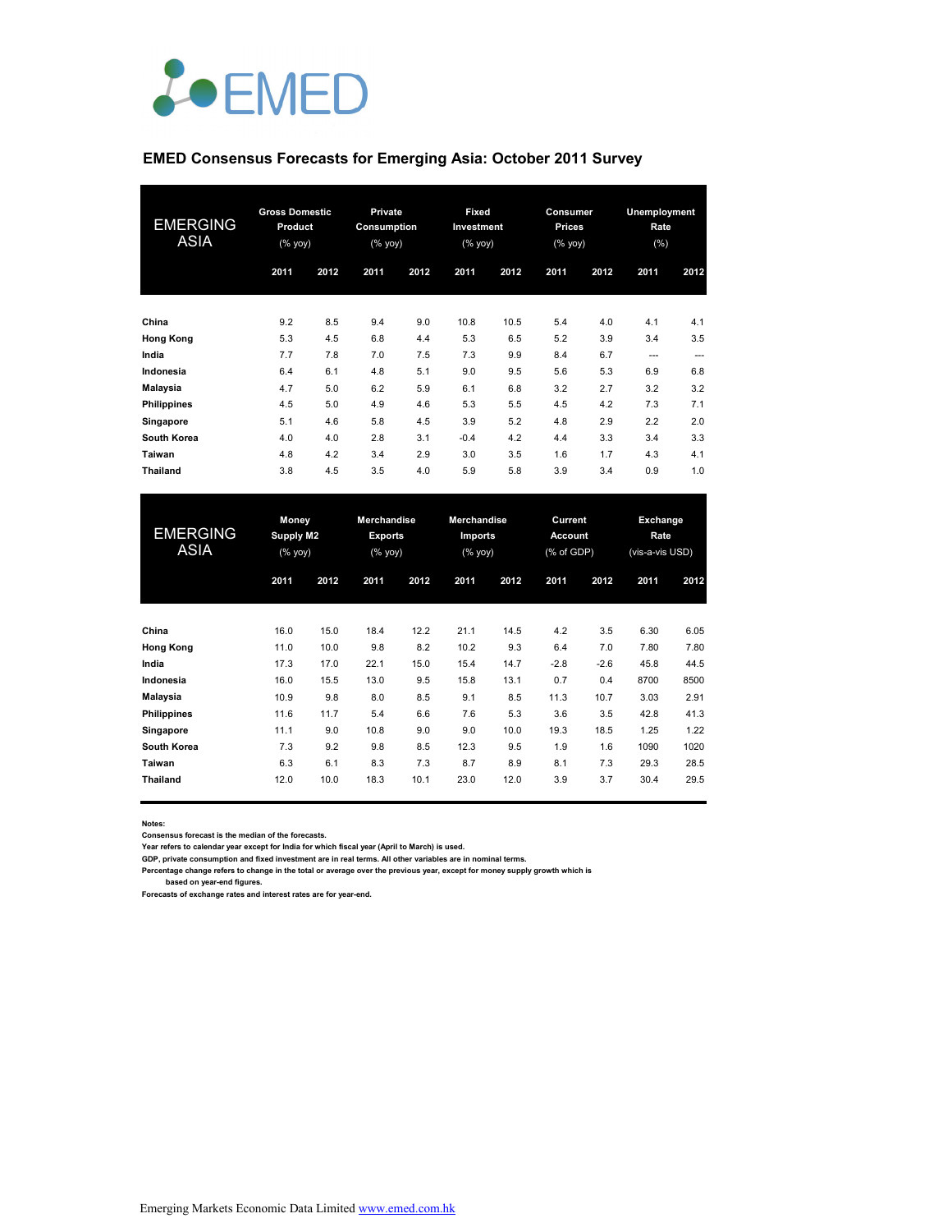EMED

## EMED Consensus Forecasts for Emerging Asia: October 2011 Survey

| EMERGING ASIA | Gross Domestic Product (% yoy) | | Private Consumption (% yoy) | | Fixed Investment (% yoy) | | Consumer Prices (% yoy) | | Unemployment Rate (%) | |
|---|---|---|---|---|---|---|---|---|---|---|
| | 2011 | 2012 | 2011 | 2012 | 2011 | 2012 | 2011 | 2012 | 2011 | 2012 |
| **China** | 9.2 | 8.5 | 9.4 | 9.0 | 10.8 | 10.5 | 5.4 | 4.0 | 4.1 | 4.1 |
| **Hong Kong** | 5.3 | 4.5 | 6.8 | 4.4 | 5.3 | 6.5 | 5.2 | 3.9 | 3.4 | 3.5 |
| **India** | 7.7 | 7.8 | 7.0 | 7.5 | 7.3 | 9.9 | 8.4 | 6.7 | --- | --- |
| **Indonesia** | 6.4 | 6.1 | 4.8 | 5.1 | 9.0 | 9.5 | 5.6 | 5.3 | 6.9 | 6.8 |
| **Malaysia** | 4.7 | 5.0 | 6.2 | 5.9 | 6.1 | 6.8 | 3.2 | 2.7 | 3.2 | 3.2 |
| **Philippines** | 4.5 | 5.0 | 4.9 | 4.6 | 5.3 | 5.5 | 4.5 | 4.2 | 7.3 | 7.1 |
| **Singapore** | 5.1 | 4.6 | 5.8 | 4.5 | 3.9 | 5.2 | 4.8 | 2.9 | 2.2 | 2.0 |
| **South Korea** | 4.0 | 4.0 | 2.8 | 3.1 | -0.4 | 4.2 | 4.4 | 3.3 | 3.4 | 3.3 |
| **Taiwan** | 4.8 | 4.2 | 3.4 | 2.9 | 3.0 | 3.5 | 1.6 | 1.7 | 4.3 | 4.1 |
| **Thailand** | 3.8 | 4.5 | 3.5 | 4.0 | 5.9 | 5.8 | 3.9 | 3.4 | 0.9 | 1.0 |

| EMERGING ASIA | Money Supply M2 (% yoy) | | Merchandise Exports (% yoy) | | Merchandise Imports (% yoy) | | Current Account (% of GDP) | | Exchange Rate (vis-a-vis USD) | |
|---|---|---|---|---|---|---|---|---|---|---|
| | 2011 | 2012 | 2011 | 2012 | 2011 | 2012 | 2011 | 2012 | 2011 | 2012 |
| **China** | 16.0 | 15.0 | 18.4 | 12.2 | 21.1 | 14.5 | 4.2 | 3.5 | 6.30 | 6.05 |
| **Hong Kong** | 11.0 | 10.0 | 9.8 | 8.2 | 10.2 | 9.3 | 6.4 | 7.0 | 7.80 | 7.80 |
| **India** | 17.3 | 17.0 | 22.1 | 15.0 | 15.4 | 14.7 | -2.8 | -2.6 | 45.8 | 44.5 |
| **Indonesia** | 16.0 | 15.5 | 13.0 | 9.5 | 15.8 | 13.1 | 0.7 | 0.4 | 8700 | 8500 |
| **Malaysia** | 10.9 | 9.8 | 8.0 | 8.5 | 9.1 | 8.5 | 11.3 | 10.7 | 3.03 | 2.91 |
| **Philippines** | 11.6 | 11.7 | 5.4 | 6.6 | 7.6 | 5.3 | 3.6 | 3.5 | 42.8 | 41.3 |
| **Singapore** | 11.1 | 9.0 | 10.8 | 9.0 | 9.0 | 10.0 | 19.3 | 18.5 | 1.25 | 1.22 |
| **South Korea** | 7.3 | 9.2 | 9.8 | 8.5 | 12.3 | 9.5 | 1.9 | 1.6 | 1090 | 1020 |
| **Taiwan** | 6.3 | 6.1 | 8.3 | 7.3 | 8.7 | 8.9 | 8.1 | 7.3 | 29.3 | 28.5 |
| **Thailand** | 12.0 | 10.0 | 18.3 | 10.1 | 23.0 | 12.0 | 3.9 | 3.7 | 30.4 | 29.5 |

**Notes:**
**Consensus forecast is the median of the forecasts.**
**Year refers to calendar year except for India for which fiscal year (April to March) is used.**
**GDP, private consumption and fixed investment are in real terms. All other variables are in nominal terms.**
**Percentage change refers to change in the total or average over the previous year, except for money supply growth which is based on year-end figures.**
**Forecasts of exchange rates and interest rates are for year-end.**

Emerging Markets Economic Data Limited www.emed.com.hk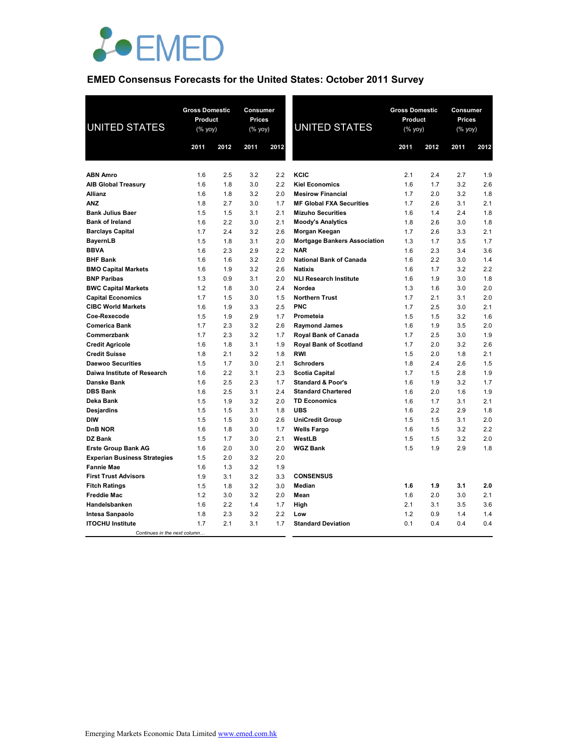# EMED Consensus Forecasts for the United States: October 2011 Survey

| UNITED STATES | Gross Domestic Product (% yoy) | | Consumer Prices (% yoy) | |
|---|---|---|---|---|
| | 2011 | 2012 | 2011 | 2012 |
| **ABN Amro** | 1.6 | 2.5 | 3.2 | 2.2 |
| **AIB Global Treasury** | 1.6 | 1.8 | 3.0 | 2.2 |
| **Allianz** | 1.6 | 1.8 | 3.2 | 2.0 |
| **ANZ** | 1.8 | 2.7 | 3.0 | 1.7 |
| **Bank Julius Baer** | 1.5 | 1.5 | 3.1 | 2.1 |
| **Bank of Ireland** | 1.6 | 2.2 | 3.0 | 2.1 |
| **Barclays Capital** | 1.7 | 2.4 | 3.2 | 2.6 |
| **BayernLB** | 1.5 | 1.8 | 3.1 | 2.0 |
| **BBVA** | 1.6 | 2.3 | 2.9 | 2.2 |
| **BHF Bank** | 1.6 | 1.6 | 3.2 | 2.0 |
| **BMO Capital Markets** | 1.6 | 1.9 | 3.2 | 2.6 |
| **BNP Paribas** | 1.3 | 0.9 | 3.1 | 2.0 |
| **BWC Capital Markets** | 1.2 | 1.8 | 3.0 | 2.4 |
| **Capital Economics** | 1.7 | 1.5 | 3.0 | 1.5 |
| **CIBC World Markets** | 1.6 | 1.9 | 3.3 | 2.5 |
| **Coe-Rexecode** | 1.5 | 1.9 | 2.9 | 1.7 |
| **Comerica Bank** | 1.7 | 2.3 | 3.2 | 2.6 |
| **Commerzbank** | 1.7 | 2.3 | 3.2 | 1.7 |
| **Credit Agricole** | 1.6 | 1.8 | 3.1 | 1.9 |
| **Credit Suisse** | 1.8 | 2.1 | 3.2 | 1.8 |
| **Daewoo Securities** | 1.5 | 1.7 | 3.0 | 2.1 |
| **Daiwa Institute of Research** | 1.6 | 2.2 | 3.1 | 2.3 |
| **Danske Bank** | 1.6 | 2.5 | 2.3 | 1.7 |
| **DBS Bank** | 1.6 | 2.5 | 3.1 | 2.4 |
| **Deka Bank** | 1.5 | 1.9 | 3.2 | 2.0 |
| **Desjardins** | 1.5 | 1.5 | 3.1 | 1.8 |
| **DIW** | 1.5 | 1.5 | 3.0 | 2.6 |
| **DnB NOR** | 1.6 | 1.8 | 3.0 | 1.7 |
| **DZ Bank** | 1.5 | 1.7 | 3.0 | 2.1 |
| **Erste Group Bank AG** | 1.6 | 2.0 | 3.0 | 2.0 |
| **Experian Business Strategies** | 1.5 | 2.0 | 3.2 | 2.0 |
| **Fannie Mae** | 1.6 | 1.3 | 3.2 | 1.9 |
| **First Trust Advisors** | 1.9 | 3.1 | 3.2 | 3.3 |
| **Fitch Ratings** | 1.5 | 1.8 | 3.2 | 3.0 |
| **Freddie Mac** | 1.2 | 3.0 | 3.2 | 2.0 |
| **Handelsbanken** | 1.6 | 2.2 | 1.4 | 1.7 |
| **Intesa Sanpaolo** | 1.8 | 2.3 | 3.2 | 2.2 |
| **ITOCHU Institute** | 1.7 | 2.1 | 3.1 | 1.7 |
| **KCIC** | 2.1 | 2.4 | 2.7 | 1.9 |
| **Kiel Economics** | 1.6 | 1.7 | 3.2 | 2.6 |
| **Mesirow Financial** | 1.7 | 2.0 | 3.2 | 1.8 |
| **MF Global FXA Securities** | 1.7 | 2.6 | 3.1 | 2.1 |
| **Mizuho Securities** | 1.6 | 1.4 | 2.4 | 1.8 |
| **Moody's Analytics** | 1.8 | 2.6 | 3.0 | 1.8 |
| **Morgan Keegan** | 1.7 | 2.6 | 3.3 | 2.1 |
| **Mortgage Bankers Association** | 1.3 | 1.7 | 3.5 | 1.7 |
| **NAR** | 1.6 | 2.3 | 3.4 | 3.6 |
| **National Bank of Canada** | 1.6 | 2.2 | 3.0 | 1.4 |
| **Natixis** | 1.6 | 1.7 | 3.2 | 2.2 |
| **NLI Research Institute** | 1.6 | 1.9 | 3.0 | 1.8 |
| **Nordea** | 1.3 | 1.6 | 3.0 | 2.0 |
| **Northern Trust** | 1.7 | 2.1 | 3.1 | 2.0 |
| **PNC** | 1.7 | 2.5 | 3.0 | 2.1 |
| **Prometeia** | 1.5 | 1.5 | 3.2 | 1.6 |
| **Raymond James** | 1.6 | 1.9 | 3.5 | 2.0 |
| **Royal Bank of Canada** | 1.7 | 2.5 | 3.0 | 1.9 |
| **Royal Bank of Scotland** | 1.7 | 2.0 | 3.2 | 2.6 |
| **RWI** | 1.5 | 2.0 | 1.8 | 2.1 |
| **Schroders** | 1.8 | 2.4 | 2.6 | 1.5 |
| **Scotia Capital** | 1.7 | 1.5 | 2.8 | 1.9 |
| **Standard & Poor's** | 1.6 | 1.9 | 3.2 | 1.7 |
| **Standard Chartered** | 1.6 | 2.0 | 1.6 | 1.9 |
| **TD Economics** | 1.6 | 1.7 | 3.1 | 2.1 |
| **UBS** | 1.6 | 2.2 | 2.9 | 1.8 |
| **UniCredit Group** | 1.5 | 1.5 | 3.1 | 2.0 |
| **Wells Fargo** | 1.6 | 1.5 | 3.2 | 2.2 |
| **WestLB** | 1.5 | 1.5 | 3.2 | 2.0 |
| **WGZ Bank** | 1.5 | 1.9 | 2.9 | 1.8 |
| **CONSENSUS** | | | | |
| **Median** | **1.6** | **1.9** | **3.1** | **2.0** |
| **Mean** | 1.6 | 2.0 | 3.0 | 2.1 |
| **High** | 2.1 | 3.1 | 3.5 | 3.6 |
| **Low** | 1.2 | 0.9 | 1.4 | 1.4 |
| **Standard Deviation** | 0.1 | 0.4 | 0.4 | 0.4 |

*Continues in the next column…*

Emerging Markets Economic Data Limited www.emed.com.hk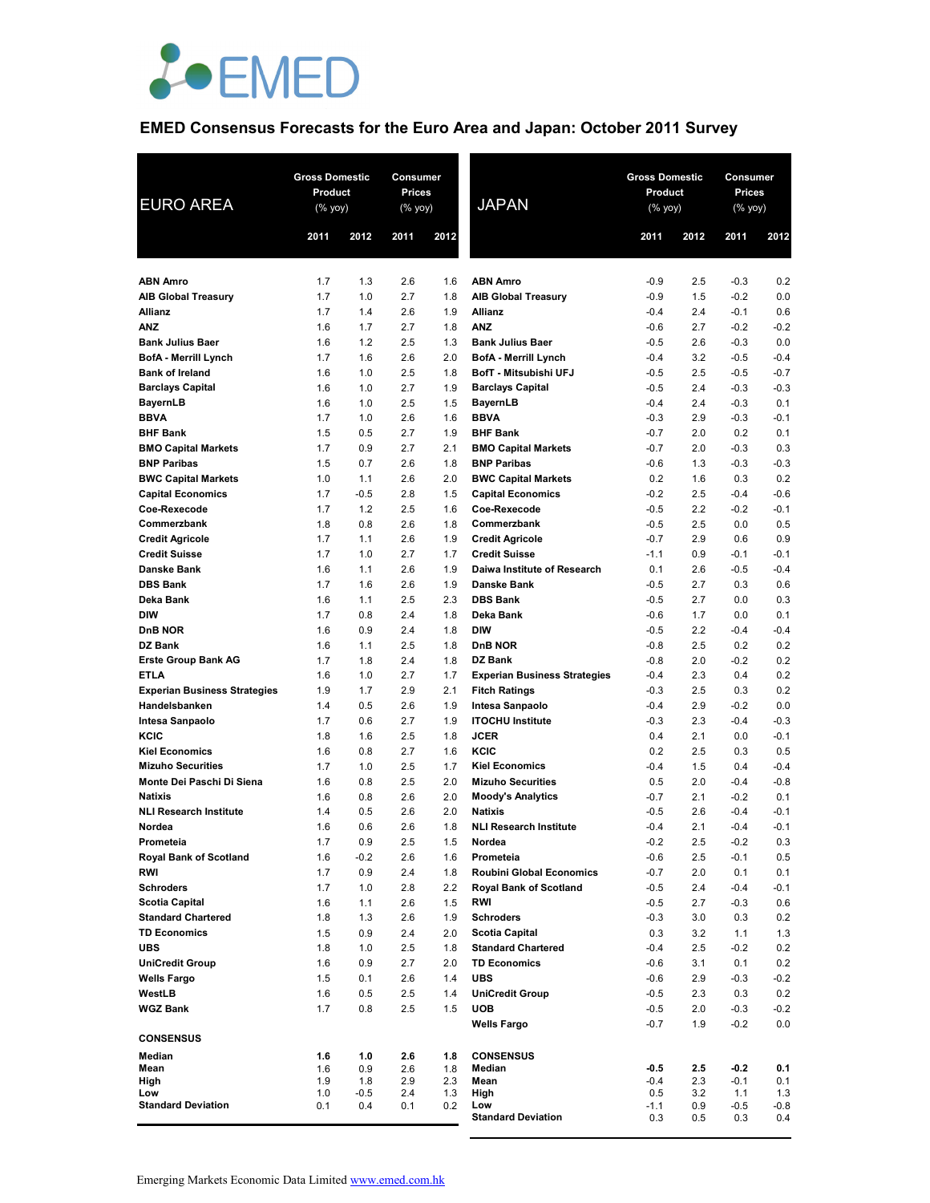EMED

# EMED Consensus Forecasts for the Euro Area and Japan: October 2011 Survey

| EURO AREA | Gross Domestic Product (% yoy) | | Consumer Prices (% yoy) | |
|---|---|---|---|---|
| | 2011 | 2012 | 2011 | 2012 |
| **ABN Amro** | 1.7 | 1.3 | 2.6 | 1.6 |
| **AIB Global Treasury** | 1.7 | 1.0 | 2.7 | 1.8 |
| **Allianz** | 1.7 | 1.4 | 2.6 | 1.9 |
| **ANZ** | 1.6 | 1.7 | 2.7 | 1.8 |
| **Bank Julius Baer** | 1.6 | 1.2 | 2.5 | 1.3 |
| **BofA - Merrill Lynch** | 1.7 | 1.6 | 2.6 | 2.0 |
| **Bank of Ireland** | 1.6 | 1.0 | 2.5 | 1.8 |
| **Barclays Capital** | 1.6 | 1.0 | 2.7 | 1.9 |
| **BayernLB** | 1.6 | 1.0 | 2.5 | 1.5 |
| **BBVA** | 1.7 | 1.0 | 2.6 | 1.6 |
| **BHF Bank** | 1.5 | 0.5 | 2.7 | 1.9 |
| **BMO Capital Markets** | 1.7 | 0.9 | 2.7 | 2.1 |
| **BNP Paribas** | 1.5 | 0.7 | 2.6 | 1.8 |
| **BWC Capital Markets** | 1.0 | 1.1 | 2.6 | 2.0 |
| **Capital Economics** | 1.7 | -0.5 | 2.8 | 1.5 |
| **Coe-Rexecode** | 1.7 | 1.2 | 2.5 | 1.6 |
| **Commerzbank** | 1.8 | 0.8 | 2.6 | 1.8 |
| **Credit Agricole** | 1.7 | 1.1 | 2.6 | 1.9 |
| **Credit Suisse** | 1.7 | 1.0 | 2.7 | 1.7 |
| **Danske Bank** | 1.6 | 1.1 | 2.6 | 1.9 |
| **DBS Bank** | 1.7 | 1.6 | 2.6 | 1.9 |
| **Deka Bank** | 1.6 | 1.1 | 2.5 | 2.3 |
| **DIW** | 1.7 | 0.8 | 2.4 | 1.8 |
| **DnB NOR** | 1.6 | 0.9 | 2.4 | 1.8 |
| **DZ Bank** | 1.6 | 1.1 | 2.5 | 1.8 |
| **Erste Group Bank AG** | 1.7 | 1.8 | 2.4 | 1.8 |
| **ETLA** | 1.6 | 1.0 | 2.7 | 1.7 |
| **Experian Business Strategies** | 1.9 | 1.7 | 2.9 | 2.1 |
| **Handelsbanken** | 1.4 | 0.5 | 2.6 | 1.9 |
| **Intesa Sanpaolo** | 1.7 | 0.6 | 2.7 | 1.9 |
| **KCIC** | 1.8 | 1.6 | 2.5 | 1.8 |
| **Kiel Economics** | 1.6 | 0.8 | 2.7 | 1.6 |
| **Mizuho Securities** | 1.7 | 1.0 | 2.5 | 1.7 |
| **Monte Dei Paschi Di Siena** | 1.6 | 0.8 | 2.5 | 2.0 |
| **Natixis** | 1.6 | 0.8 | 2.6 | 2.0 |
| **NLI Research Institute** | 1.4 | 0.5 | 2.6 | 2.0 |
| **Nordea** | 1.6 | 0.6 | 2.6 | 1.8 |
| **Prometeia** | 1.7 | 0.9 | 2.5 | 1.5 |
| **Royal Bank of Scotland** | 1.6 | -0.2 | 2.6 | 1.6 |
| **RWI** | 1.7 | 0.9 | 2.4 | 1.8 |
| **Schroders** | 1.7 | 1.0 | 2.8 | 2.2 |
| **Scotia Capital** | 1.6 | 1.1 | 2.6 | 1.5 |
| **Standard Chartered** | 1.8 | 1.3 | 2.6 | 1.9 |
| **TD Economics** | 1.5 | 0.9 | 2.4 | 2.0 |
| **UBS** | 1.8 | 1.0 | 2.5 | 1.8 |
| **UniCredit Group** | 1.6 | 0.9 | 2.7 | 2.0 |
| **Wells Fargo** | 1.5 | 0.1 | 2.6 | 1.4 |
| **WestLB** | 1.6 | 0.5 | 2.5 | 1.4 |
| **WGZ Bank** | 1.7 | 0.8 | 2.5 | 1.5 |
| **CONSENSUS** | | | | |
| **Median** | **1.6** | **1.0** | **2.6** | **1.8** |
| **Mean** | 1.6 | 0.9 | 2.6 | 1.8 |
| **High** | 1.9 | 1.8 | 2.9 | 2.3 |
| **Low** | 1.0 | -0.5 | 2.4 | 1.3 |
| **Standard Deviation** | 0.1 | 0.4 | 0.1 | 0.2 |

| JAPAN | Gross Domestic Product (% yoy) | | Consumer Prices (% yoy) | |
|---|---|---|---|---|
| | 2011 | 2012 | 2011 | 2012 |
| **ABN Amro** | -0.9 | 2.5 | -0.3 | 0.2 |
| **AIB Global Treasury** | -0.9 | 1.5 | -0.2 | 0.0 |
| **Allianz** | -0.4 | 2.4 | -0.1 | 0.6 |
| **ANZ** | -0.6 | 2.7 | -0.2 | -0.2 |
| **Bank Julius Baer** | -0.5 | 2.6 | -0.3 | 0.0 |
| **BofA - Merrill Lynch** | -0.4 | 3.2 | -0.5 | -0.4 |
| **BofT - Mitsubishi UFJ** | -0.5 | 2.5 | -0.5 | -0.7 |
| **Barclays Capital** | -0.5 | 2.4 | -0.3 | -0.3 |
| **BayernLB** | -0.4 | 2.4 | -0.3 | 0.1 |
| **BBVA** | -0.3 | 2.9 | -0.3 | -0.1 |
| **BHF Bank** | -0.7 | 2.0 | 0.2 | 0.1 |
| **BMO Capital Markets** | -0.7 | 2.0 | -0.3 | 0.3 |
| **BNP Paribas** | -0.6 | 1.3 | -0.3 | -0.3 |
| **BWC Capital Markets** | 0.2 | 1.6 | 0.3 | 0.2 |
| **Capital Economics** | -0.2 | 2.5 | -0.4 | -0.6 |
| **Coe-Rexecode** | -0.5 | 2.2 | -0.2 | -0.1 |
| **Commerzbank** | -0.5 | 2.5 | 0.0 | 0.5 |
| **Credit Agricole** | -0.7 | 2.9 | 0.6 | 0.9 |
| **Credit Suisse** | -1.1 | 0.9 | -0.1 | -0.1 |
| **Daiwa Institute of Research** | 0.1 | 2.6 | -0.5 | -0.4 |
| **Danske Bank** | -0.5 | 2.7 | 0.3 | 0.6 |
| **DBS Bank** | -0.5 | 2.7 | 0.0 | 0.3 |
| **Deka Bank** | -0.6 | 1.7 | 0.0 | 0.1 |
| **DIW** | -0.5 | 2.2 | -0.4 | -0.4 |
| **DnB NOR** | -0.8 | 2.5 | 0.2 | 0.2 |
| **DZ Bank** | -0.8 | 2.0 | -0.2 | 0.2 |
| **Experian Business Strategies** | -0.4 | 2.3 | 0.4 | 0.2 |
| **Fitch Ratings** | -0.3 | 2.5 | 0.3 | 0.2 |
| **Intesa Sanpaolo** | -0.4 | 2.9 | -0.2 | 0.0 |
| **ITOCHU Institute** | -0.3 | 2.3 | -0.4 | -0.3 |
| **JCER** | 0.4 | 2.1 | 0.0 | -0.1 |
| **KCIC** | 0.2 | 2.5 | 0.3 | 0.5 |
| **Kiel Economics** | -0.4 | 1.5 | 0.4 | -0.4 |
| **Mizuho Securities** | 0.5 | 2.0 | -0.4 | -0.8 |
| **Moody's Analytics** | -0.7 | 2.1 | -0.2 | 0.1 |
| **Natixis** | -0.5 | 2.6 | -0.4 | -0.1 |
| **NLI Research Institute** | -0.4 | 2.1 | -0.4 | -0.1 |
| **Nordea** | -0.2 | 2.5 | -0.2 | 0.3 |
| **Prometeia** | -0.6 | 2.5 | -0.1 | 0.5 |
| **Roubini Global Economics** | -0.7 | 2.0 | 0.1 | 0.1 |
| **Royal Bank of Scotland** | -0.5 | 2.4 | -0.4 | -0.1 |
| **RWI** | -0.5 | 2.7 | -0.3 | 0.6 |
| **Schroders** | -0.3 | 3.0 | 0.3 | 0.2 |
| **Scotia Capital** | 0.3 | 3.2 | 1.1 | 1.3 |
| **Standard Chartered** | -0.4 | 2.5 | -0.2 | 0.2 |
| **TD Economics** | -0.6 | 3.1 | 0.1 | 0.2 |
| **UBS** | -0.6 | 2.9 | -0.3 | -0.2 |
| **UniCredit Group** | -0.5 | 2.3 | 0.3 | 0.2 |
| **UOB** | -0.5 | 2.0 | -0.3 | -0.2 |
| **Wells Fargo** | -0.7 | 1.9 | -0.2 | 0.0 |
| **CONSENSUS** | | | | |
| **Median** | **-0.5** | **2.5** | **-0.2** | **0.1** |
| **Mean** | -0.4 | 2.3 | -0.1 | 0.1 |
| **High** | 0.5 | 3.2 | 1.1 | 1.3 |
| **Low** | -1.1 | 0.9 | -0.5 | -0.8 |
| **Standard Deviation** | 0.3 | 0.5 | 0.3 | 0.4 |

Emerging Markets Economic Data Limited www.emed.com.hk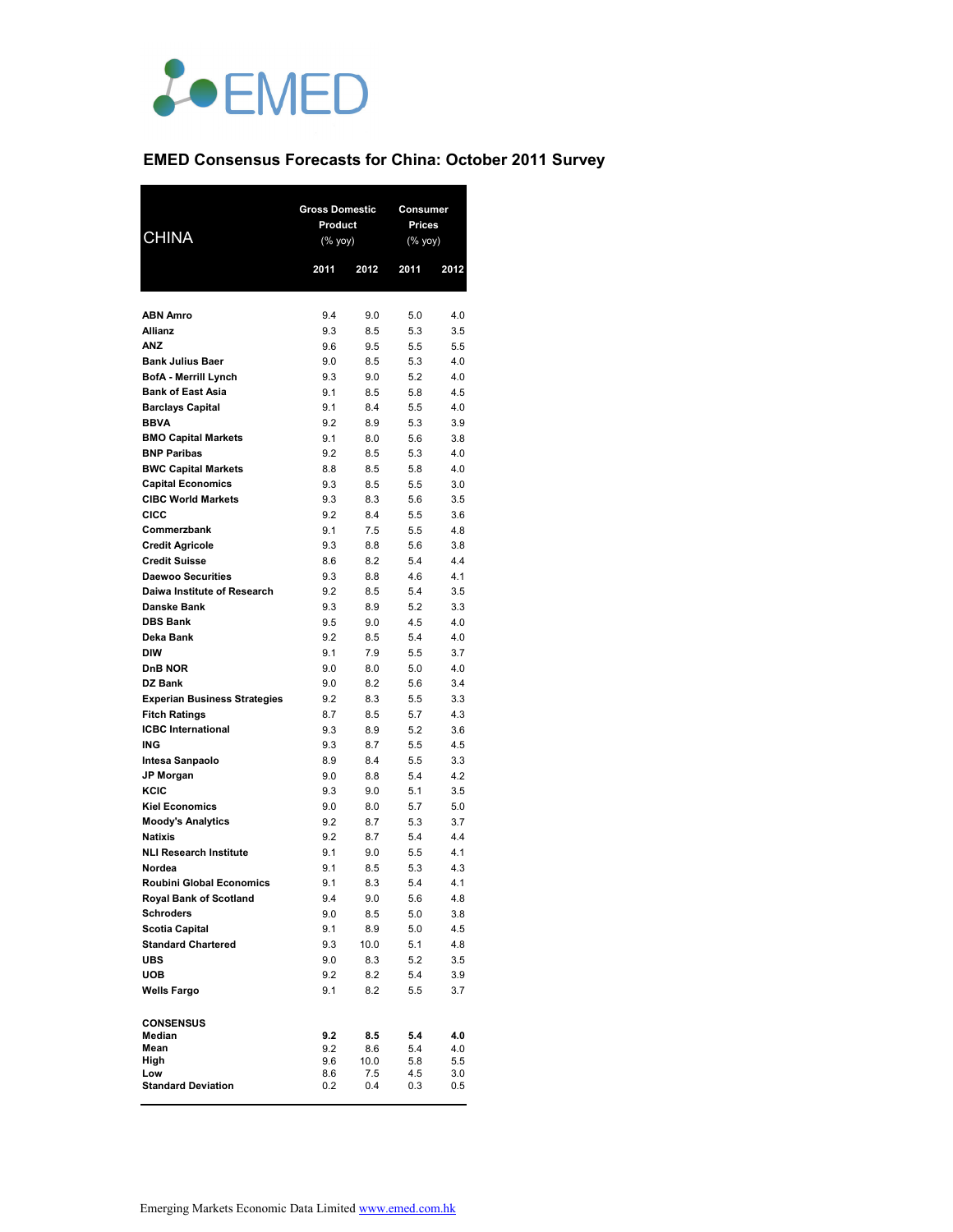# EMED Consensus Forecasts for China: October 2011 Survey

| CHINA | Gross Domestic Product (% yoy) | | Consumer Prices (% yoy) | |
|---|---|---|---|---|
| | 2011 | 2012 | 2011 | 2012 |
| **ABN Amro** | 9.4 | 9.0 | 5.0 | 4.0 |
| **Allianz** | 9.3 | 8.5 | 5.3 | 3.5 |
| **ANZ** | 9.6 | 9.5 | 5.5 | 5.5 |
| **Bank Julius Baer** | 9.0 | 8.5 | 5.3 | 4.0 |
| **BofA - Merrill Lynch** | 9.3 | 9.0 | 5.2 | 4.0 |
| **Bank of East Asia** | 9.1 | 8.5 | 5.8 | 4.5 |
| **Barclays Capital** | 9.1 | 8.4 | 5.5 | 4.0 |
| **BBVA** | 9.2 | 8.9 | 5.3 | 3.9 |
| **BMO Capital Markets** | 9.1 | 8.0 | 5.6 | 3.8 |
| **BNP Paribas** | 9.2 | 8.5 | 5.3 | 4.0 |
| **BWC Capital Markets** | 8.8 | 8.5 | 5.8 | 4.0 |
| **Capital Economics** | 9.3 | 8.5 | 5.5 | 3.0 |
| **CIBC World Markets** | 9.3 | 8.3 | 5.6 | 3.5 |
| **CICC** | 9.2 | 8.4 | 5.5 | 3.6 |
| **Commerzbank** | 9.1 | 7.5 | 5.5 | 4.8 |
| **Credit Agricole** | 9.3 | 8.8 | 5.6 | 3.8 |
| **Credit Suisse** | 8.6 | 8.2 | 5.4 | 4.4 |
| **Daewoo Securities** | 9.3 | 8.8 | 4.6 | 4.1 |
| **Daiwa Institute of Research** | 9.2 | 8.5 | 5.4 | 3.5 |
| **Danske Bank** | 9.3 | 8.9 | 5.2 | 3.3 |
| **DBS Bank** | 9.5 | 9.0 | 4.5 | 4.0 |
| **Deka Bank** | 9.2 | 8.5 | 5.4 | 4.0 |
| **DIW** | 9.1 | 7.9 | 5.5 | 3.7 |
| **DnB NOR** | 9.0 | 8.0 | 5.0 | 4.0 |
| **DZ Bank** | 9.0 | 8.2 | 5.6 | 3.4 |
| **Experian Business Strategies** | 9.2 | 8.3 | 5.5 | 3.3 |
| **Fitch Ratings** | 8.7 | 8.5 | 5.7 | 4.3 |
| **ICBC International** | 9.3 | 8.9 | 5.2 | 3.6 |
| **ING** | 9.3 | 8.7 | 5.5 | 4.5 |
| **Intesa Sanpaolo** | 8.9 | 8.4 | 5.5 | 3.3 |
| **JP Morgan** | 9.0 | 8.8 | 5.4 | 4.2 |
| **KCIC** | 9.3 | 9.0 | 5.1 | 3.5 |
| **Kiel Economics** | 9.0 | 8.0 | 5.7 | 5.0 |
| **Moody's Analytics** | 9.2 | 8.7 | 5.3 | 3.7 |
| **Natixis** | 9.2 | 8.7 | 5.4 | 4.4 |
| **NLI Research Institute** | 9.1 | 9.0 | 5.5 | 4.1 |
| **Nordea** | 9.1 | 8.5 | 5.3 | 4.3 |
| **Roubini Global Economics** | 9.1 | 8.3 | 5.4 | 4.1 |
| **Royal Bank of Scotland** | 9.4 | 9.0 | 5.6 | 4.8 |
| **Schroders** | 9.0 | 8.5 | 5.0 | 3.8 |
| **Scotia Capital** | 9.1 | 8.9 | 5.0 | 4.5 |
| **Standard Chartered** | 9.3 | 10.0 | 5.1 | 4.8 |
| **UBS** | 9.0 | 8.3 | 5.2 | 3.5 |
| **UOB** | 9.2 | 8.2 | 5.4 | 3.9 |
| **Wells Fargo** | 9.1 | 8.2 | 5.5 | 3.7 |
| **CONSENSUS** | | | | |
| **Median** | **9.2** | **8.5** | **5.4** | **4.0** |
| **Mean** | 9.2 | 8.6 | 5.4 | 4.0 |
| **High** | 9.6 | 10.0 | 5.8 | 5.5 |
| **Low** | 8.6 | 7.5 | 4.5 | 3.0 |
| **Standard Deviation** | 0.2 | 0.4 | 0.3 | 0.5 |

Emerging Markets Economic Data Limited www.emed.com.hk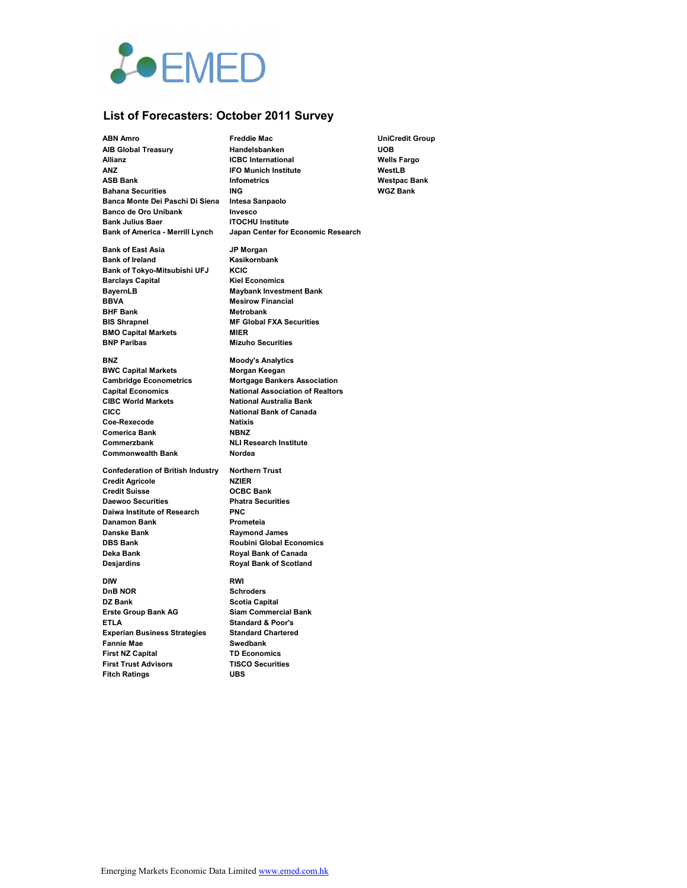EMED

## List of Forecasters: October 2011 Survey

ABN Amro
AIB Global Treasury
Allianz
ANZ
ASB Bank
Bahana Securities
Banca Monte Dei Paschi Di Siena
Banco de Oro Unibank
Bank Julius Baer
Bank of America - Merrill Lynch

Bank of East Asia
Bank of Ireland
Bank of Tokyo-Mitsubishi UFJ
Barclays Capital
BayernLB
BBVA
BHF Bank
BIS Shrapnel
BMO Capital Markets
BNP Paribas

BNZ
BWC Capital Markets
Cambridge Econometrics
Capital Economics
CIBC World Markets
CICC
Coe-Rexecode
Comerica Bank
Commerzbank
Commonwealth Bank

Confederation of British Industry
Credit Agricole
Credit Suisse
Daewoo Securities
Daiwa Institute of Research
Danamon Bank
Danske Bank
DBS Bank
Deka Bank
Desjardins

DIW
DnB NOR
DZ Bank
Erste Group Bank AG
ETLA
Experian Business Strategies
Fannie Mae
First NZ Capital
First Trust Advisors
Fitch Ratings

Freddie Mac
Handelsbanken
ICBC International
IFO Munich Institute
Infometrics
ING
Intesa Sanpaolo
Invesco
ITOCHU Institute
Japan Center for Economic Research

JP Morgan
Kasikornbank
KCIC
Kiel Economics
Maybank Investment Bank
Mesirow Financial
Metrobank
MF Global FXA Securities
MIER
Mizuho Securities

Moody's Analytics
Morgan Keegan
Mortgage Bankers Association
National Association of Realtors
National Australia Bank
National Bank of Canada
Natixis
NBNZ
NLI Research Institute
Nordea

Northern Trust
NZIER
OCBC Bank
Phatra Securities
PNC
Prometeia
Raymond James
Roubini Global Economics
Royal Bank of Canada
Royal Bank of Scotland

RWI
Schroders
Scotia Capital
Siam Commercial Bank
Standard & Poor's
Standard Chartered
Swedbank
TD Economics
TISCO Securities
UBS

UniCredit Group
UOB
Wells Fargo
WestLB
Westpac Bank
WGZ Bank

Emerging Markets Economic Data Limited www.emed.com.hk